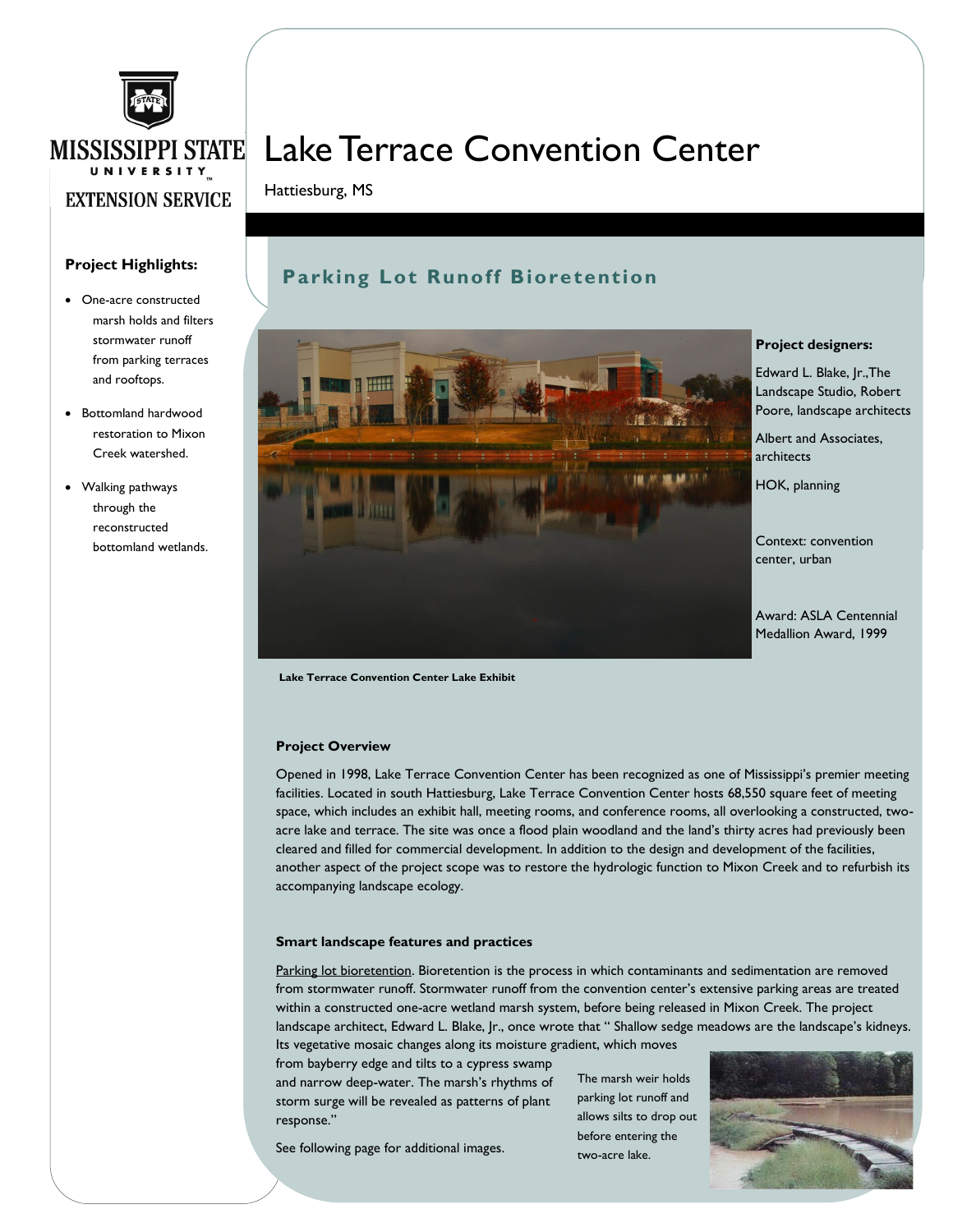MISSISSIPPI STATE UNIVERSITY EXTENSION SERVICE

# Lake Terrace Convention Center

Hattiesburg, MS

## Parking Lot Runoff Bioretention

**Project Highlights:**

- One-acre constructed marsh holds and filters stormwater runoff from parking terraces and rooftops.
- Bottomland hardwood restoration to Mixon Creek watershed.
- Walking pathways through the reconstructed bottomland wetlands.

**Project designers:**

Edward L. Blake, Jr.,The Landscape Studio, Robert Poore, landscape architects

Albert and Associates, architects

HOK, planning

Context: convention center, urban

Award: ASLA Centennial Medallion Award, 1999

**Lake Terrace Convention Center Lake Exhibit**

### Project Overview

Opened in 1998, Lake Terrace Convention Center has been recognized as one of Mississippi's premier meeting facilities. Located in south Hattiesburg, Lake Terrace Convention Center hosts 68,550 square feet of meeting space, which includes an exhibit hall, meeting rooms, and conference rooms, all overlooking a constructed, two-acre lake and terrace. The site was once a flood plain woodland and the land's thirty acres had previously been cleared and filled for commercial development. In addition to the design and development of the facilities, another aspect of the project scope was to restore the hydrologic function to Mixon Creek and to refurbish its accompanying landscape ecology.

### Smart landscape features and practices

Parking lot bioretention. Bioretention is the process in which contaminants and sedimentation are removed from stormwater runoff. Stormwater runoff from the convention center's extensive parking areas are treated within a constructed one-acre wetland marsh system, before being released in Mixon Creek. The project landscape architect, Edward L. Blake, Jr., once wrote that " Shallow sedge meadows are the landscape's kidneys. Its vegetative mosaic changes along its moisture gradient, which moves from bayberry edge and tilts to a cypress swamp and narrow deep-water. The marsh's rhythms of storm surge will be revealed as patterns of plant response."

See following page for additional images.

The marsh weir holds parking lot runoff and allows silts to drop out before entering the two-acre lake.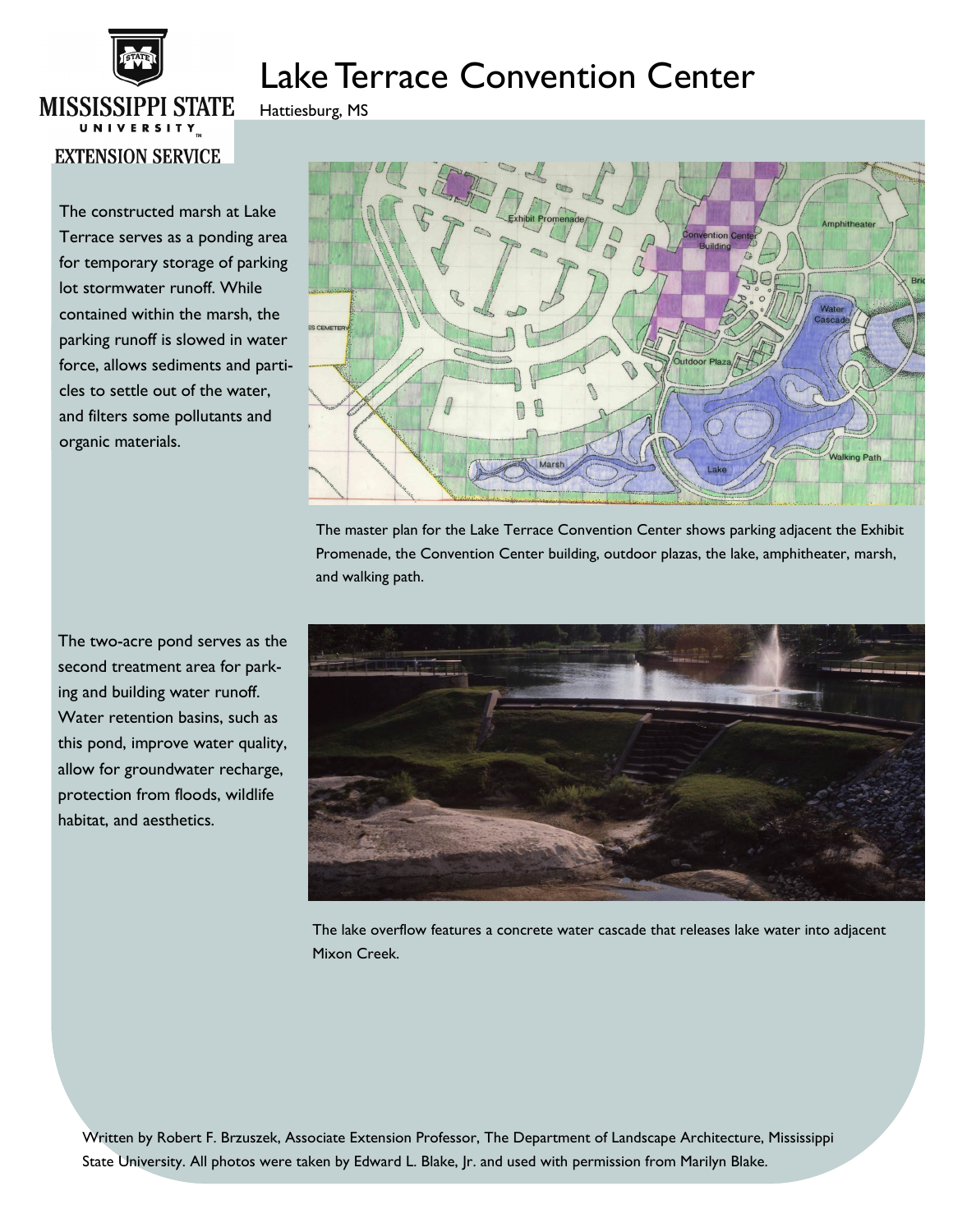# Lake Terrace Convention Center

Hattiesburg, MS

The constructed marsh at Lake Terrace serves as a ponding area for temporary storage of parking lot stormwater runoff. While contained within the marsh, the parking runoff is slowed in water force, allows sediments and particles to settle out of the water, and filters some pollutants and organic materials.

The master plan for the Lake Terrace Convention Center shows parking adjacent the Exhibit Promenade, the Convention Center building, outdoor plazas, the lake, amphitheater, marsh, and walking path.

The two-acre pond serves as the second treatment area for parking and building water runoff. Water retention basins, such as this pond, improve water quality, allow for groundwater recharge, protection from floods, wildlife habitat, and aesthetics.

The lake overflow features a concrete water cascade that releases lake water into adjacent Mixon Creek.

Written by Robert F. Brzuszek, Associate Extension Professor, The Department of Landscape Architecture, Mississippi State University. All photos were taken by Edward L. Blake, Jr. and used with permission from Marilyn Blake.